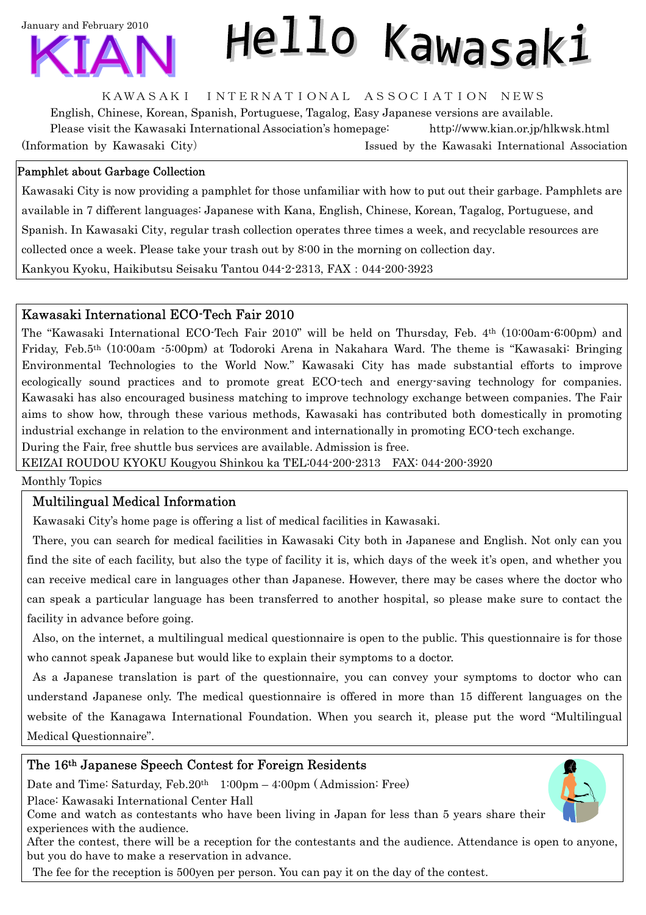January and February 2010

# KIAN Hello Kawasaki

KAWASAKI INTERNATIONAL ASSOCIATION NEWS

English, Chinese, Korean, Spanish, Portuguese, Tagalog, Easy Japanese versions are available.

Please visit the Kawasaki International Association's homepage: http://www.kian.or.jp/hlkwsk.html

(Information by Kawasaki City) Issued by the Kawasaki International Association

## Pamphlet about Garbage Collection

Kawasaki City is now providing a pamphlet for those unfamiliar with how to put out their garbage. Pamphlets are available in 7 different languages: Japanese with Kana, English, Chinese, Korean, Tagalog, Portuguese, and Spanish. In Kawasaki City, regular trash collection operates three times a week, and recyclable resources are collected once a week. Please take your trash out by 8:00 in the morning on collection day.

Kankyou Kyoku, Haikibutsu Seisaku Tantou 044-2-2313, FAX : 044-200-3923

## Kawasaki International ECO-Tech Fair 2010

The "Kawasaki International ECO-Tech Fair 2010" will be held on Thursday, Feb. 4th (10:00am-6:00pm) and Friday, Feb.5th (10:00am -5:00pm) at Todoroki Arena in Nakahara Ward. The theme is "Kawasaki: Bringing Environmental Technologies to the World Now." Kawasaki City has made substantial efforts to improve ecologically sound practices and to promote great ECO-tech and energy-saving technology for companies. Kawasaki has also encouraged business matching to improve technology exchange between companies. The Fair aims to show how, through these various methods, Kawasaki has contributed both domestically in promoting industrial exchange in relation to the environment and internationally in promoting ECO-tech exchange.

During the Fair, free shuttle bus services are available. Admission is free.

KEIZAI ROUDOU KYOKU Kougyou Shinkou ka TEL:044-200-2313 FAX: 044-200-3920

Monthly Topics

## Multilingual Medical Information

Kawasaki City's home page is offering a list of medical facilities in Kawasaki.

There, you can search for medical facilities in Kawasaki City both in Japanese and English. Not only can you find the site of each facility, but also the type of facility it is, which days of the week it's open, and whether you can receive medical care in languages other than Japanese. However, there may be cases where the doctor who can speak a particular language has been transferred to another hospital, so please make sure to contact the facility in advance before going.

Also, on the internet, a multilingual medical questionnaire is open to the public. This questionnaire is for those who cannot speak Japanese but would like to explain their symptoms to a doctor.

As a Japanese translation is part of the questionnaire, you can convey your symptoms to doctor who can understand Japanese only. The medical questionnaire is offered in more than 15 different languages on the website of the Kanagawa International Foundation. When you search it, please put the word "Multilingual Medical Questionnaire".

## The 16th Japanese Speech Contest for Foreign Residents

Date and Time: Saturday, Feb.20th 1:00pm – 4:00pm (Admission: Free)

Place: Kawasaki International Center Hall

Come and watch as contestants who have been living in Japan for less than 5 years share their experiences with the audience.

After the contest, there will be a reception for the contestants and the audience. Attendance is open to anyone, but you do have to make a reservation in advance.

The fee for the reception is 500yen per person. You can pay it on the day of the contest.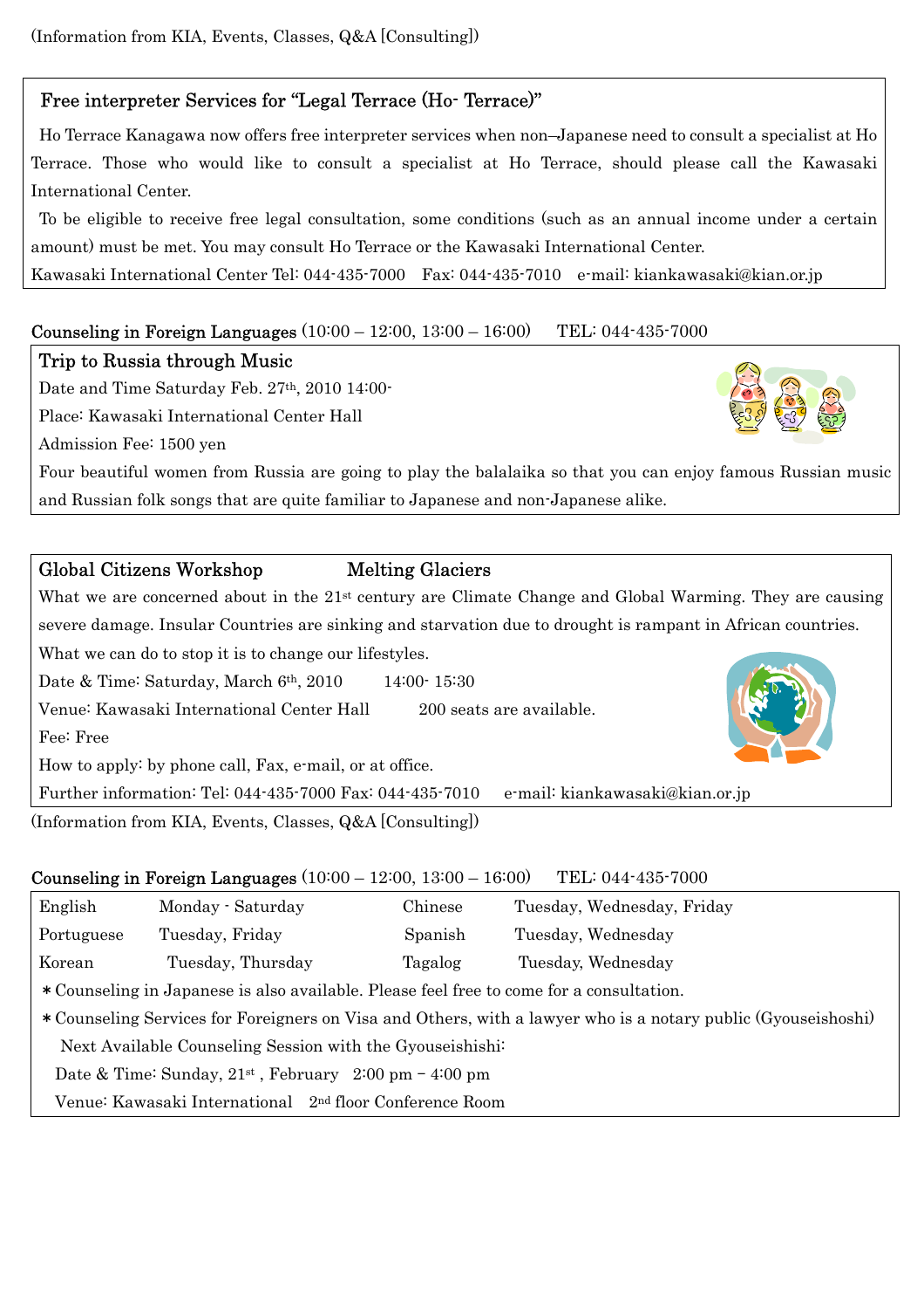(Information from KIA, Events, Classes, Q&A [Consulting])

## Free interpreter Services for "Legal Terrace (Ho- Terrace)"

Ho Terrace Kanagawa now offers free interpreter services when non–Japanese need to consult a specialist at Ho Terrace. Those who would like to consult a specialist at Ho Terrace, should please call the Kawasaki International Center.

To be eligible to receive free legal consultation, some conditions (such as an annual income under a certain amount) must be met. You may consult Ho Terrace or the Kawasaki International Center.

Kawasaki International Center Tel: 044-435-7000 Fax: 044-435-7010 e-mail: kiankawasaki@kian.or.jp

**Counseling in Foreign Languages** (10:00 – 12:00, 13:00 – 16:00) TEL: 044-435-7000

## Trip to Russia through Music

Date and Time Saturday Feb. 27th, 2010 14:00-

Place: Kawasaki International Center Hall

Admission Fee: 1500 yen

Four beautiful women from Russia are going to play the balalaika so that you can enjoy famous Russian music and Russian folk songs that are quite familiar to Japanese and non-Japanese alike.

## Global Citizens Workshop Melting Glaciers

What we are concerned about in the 21st century are Climate Change and Global Warming. They are causing severe damage. Insular Countries are sinking and starvation due to drought is rampant in African countries.

What we can do to stop it is to change our lifestyles.

Date & Time: Saturday, March 6th, 2010 14:00- 15:30

Venue: Kawasaki International Center Hall 200 seats are available.

Fee: Free

How to apply: by phone call, Fax, e-mail, or at office.

Further information: Tel: 044-435-7000 Fax: 044-435-7010 e-mail: kiankawasaki@kian.or.jp

(Information from KIA, Events, Classes, Q&A [Consulting])

**Counseling in Foreign Languages** (10:00 – 12:00, 13:00 – 16:00) TEL: 044-435-7000

| | | | |
|---|---|---|---|
| English | Monday - Saturday | Chinese | Tuesday, Wednesday, Friday |
| Portuguese | Tuesday, Friday | Spanish | Tuesday, Wednesday |
| Korean | Tuesday, Thursday | Tagalog | Tuesday, Wednesday |

*Counseling in Japanese is also available. Please feel free to come for a consultation.

*Counseling Services for Foreigners on Visa and Others, with a lawyer who is a notary public (Gyouseishoshi)

Next Available Counseling Session with the Gyouseishishi:

Date & Time: Sunday, 21st , February 2:00 pm – 4:00 pm

Venue: Kawasaki International 2nd floor Conference Room